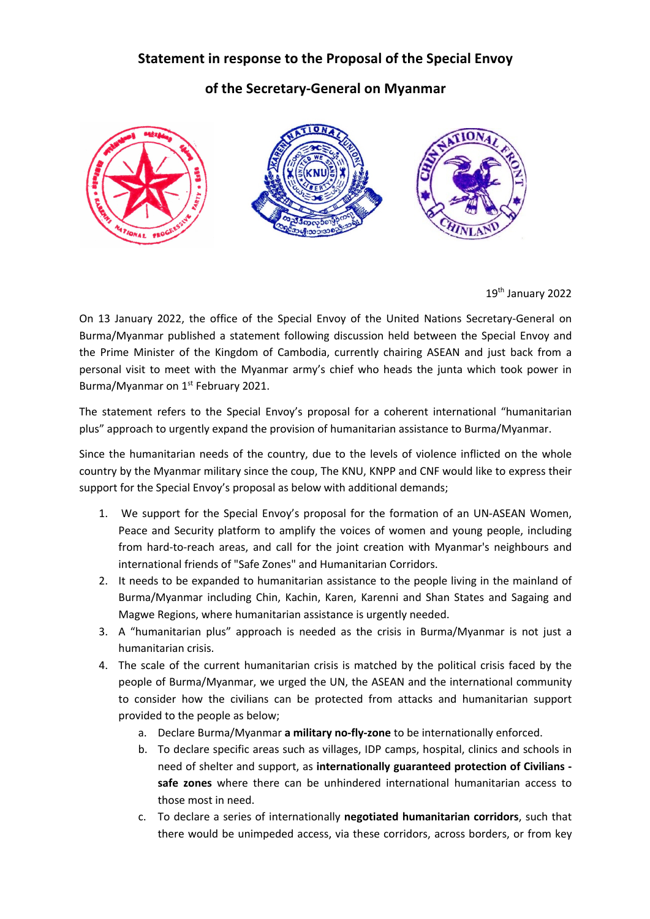# Statement in response to the Proposal of the Special Envoy of the Secretary-General on Myanmar

19th January 2022

On 13 January 2022, the office of the Special Envoy of the United Nations Secretary-General on Burma/Myanmar published a statement following discussion held between the Special Envoy and the Prime Minister of the Kingdom of Cambodia, currently chairing ASEAN and just back from a personal visit to meet with the Myanmar army's chief who heads the junta which took power in Burma/Myanmar on 1st February 2021.

The statement refers to the Special Envoy's proposal for a coherent international "humanitarian plus" approach to urgently expand the provision of humanitarian assistance to Burma/Myanmar.

Since the humanitarian needs of the country, due to the levels of violence inflicted on the whole country by the Myanmar military since the coup, The KNU, KNPP and CNF would like to express their support for the Special Envoy's proposal as below with additional demands;

1. We support for the Special Envoy's proposal for the formation of an UN-ASEAN Women, Peace and Security platform to amplify the voices of women and young people, including from hard-to-reach areas, and call for the joint creation with Myanmar's neighbours and international friends of "Safe Zones" and Humanitarian Corridors.
2. It needs to be expanded to humanitarian assistance to the people living in the mainland of Burma/Myanmar including Chin, Kachin, Karen, Karenni and Shan States and Sagaing and Magwe Regions, where humanitarian assistance is urgently needed.
3. A "humanitarian plus" approach is needed as the crisis in Burma/Myanmar is not just a humanitarian crisis.
4. The scale of the current humanitarian crisis is matched by the political crisis faced by the people of Burma/Myanmar, we urged the UN, the ASEAN and the international community to consider how the civilians can be protected from attacks and humanitarian support provided to the people as below;
    a. Declare Burma/Myanmar **a military no-fly-zone** to be internationally enforced.
    b. To declare specific areas such as villages, IDP camps, hospital, clinics and schools in need of shelter and support, as **internationally guaranteed protection of Civilians - safe zones** where there can be unhindered international humanitarian access to those most in need.
    c. To declare a series of internationally **negotiated humanitarian corridors**, such that there would be unimpeded access, via these corridors, across borders, or from key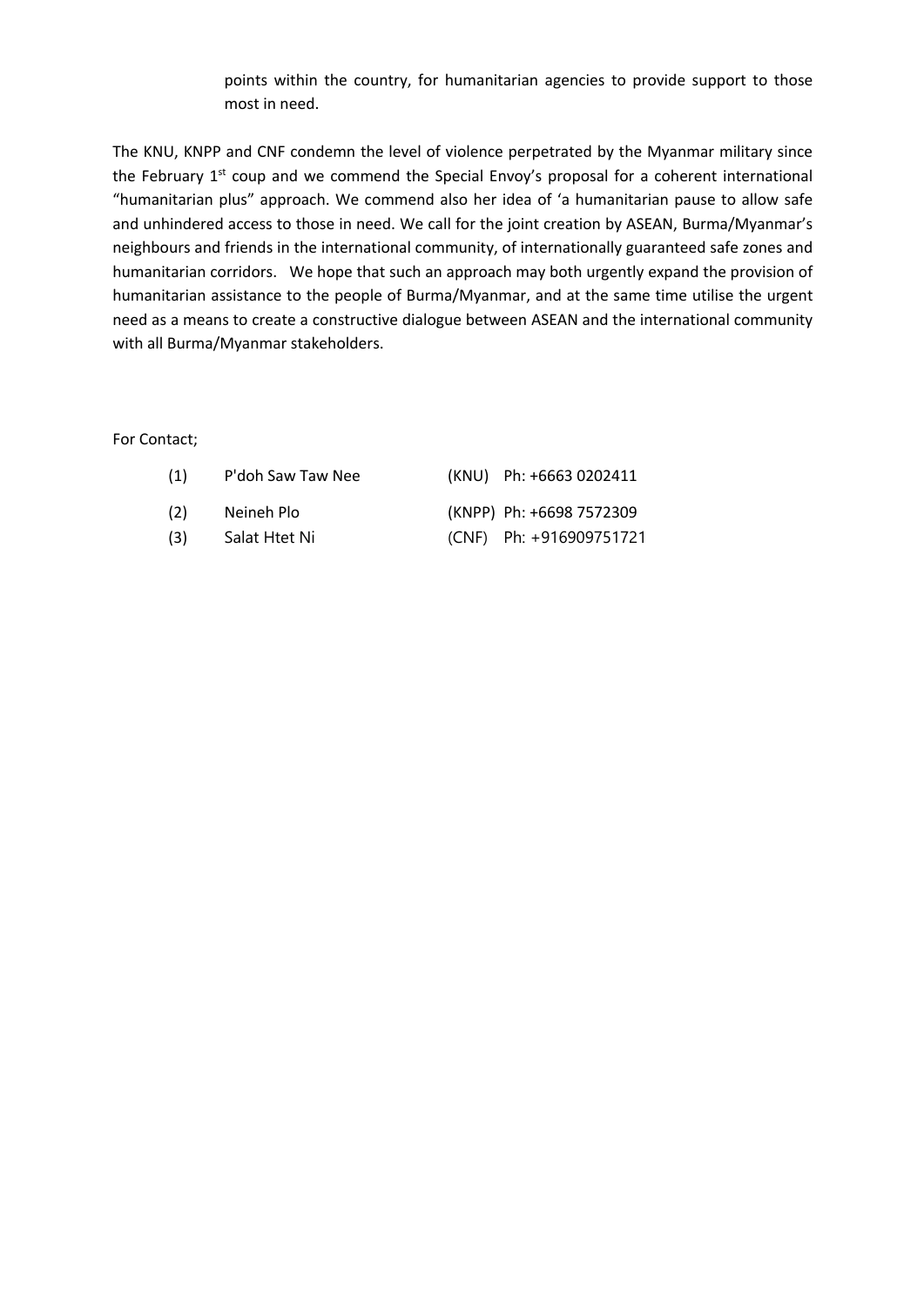points within the country, for humanitarian agencies to provide support to those most in need.

The KNU, KNPP and CNF condemn the level of violence perpetrated by the Myanmar military since the February 1st coup and we commend the Special Envoy's proposal for a coherent international "humanitarian plus" approach. We commend also her idea of 'a humanitarian pause to allow safe and unhindered access to those in need. We call for the joint creation by ASEAN, Burma/Myanmar's neighbours and friends in the international community, of internationally guaranteed safe zones and humanitarian corridors. We hope that such an approach may both urgently expand the provision of humanitarian assistance to the people of Burma/Myanmar, and at the same time utilise the urgent need as a means to create a constructive dialogue between ASEAN and the international community with all Burma/Myanmar stakeholders.

For Contact;

| | | | |
|---|---|---|---|
| (1) | P'doh Saw Taw Nee | (KNU) | Ph: +6663 0202411 |
| (2) | Neineh Plo | (KNPP) | Ph: +6698 7572309 |
| (3) | Salat Htet Ni | (CNF) | Ph: +916909751721 |